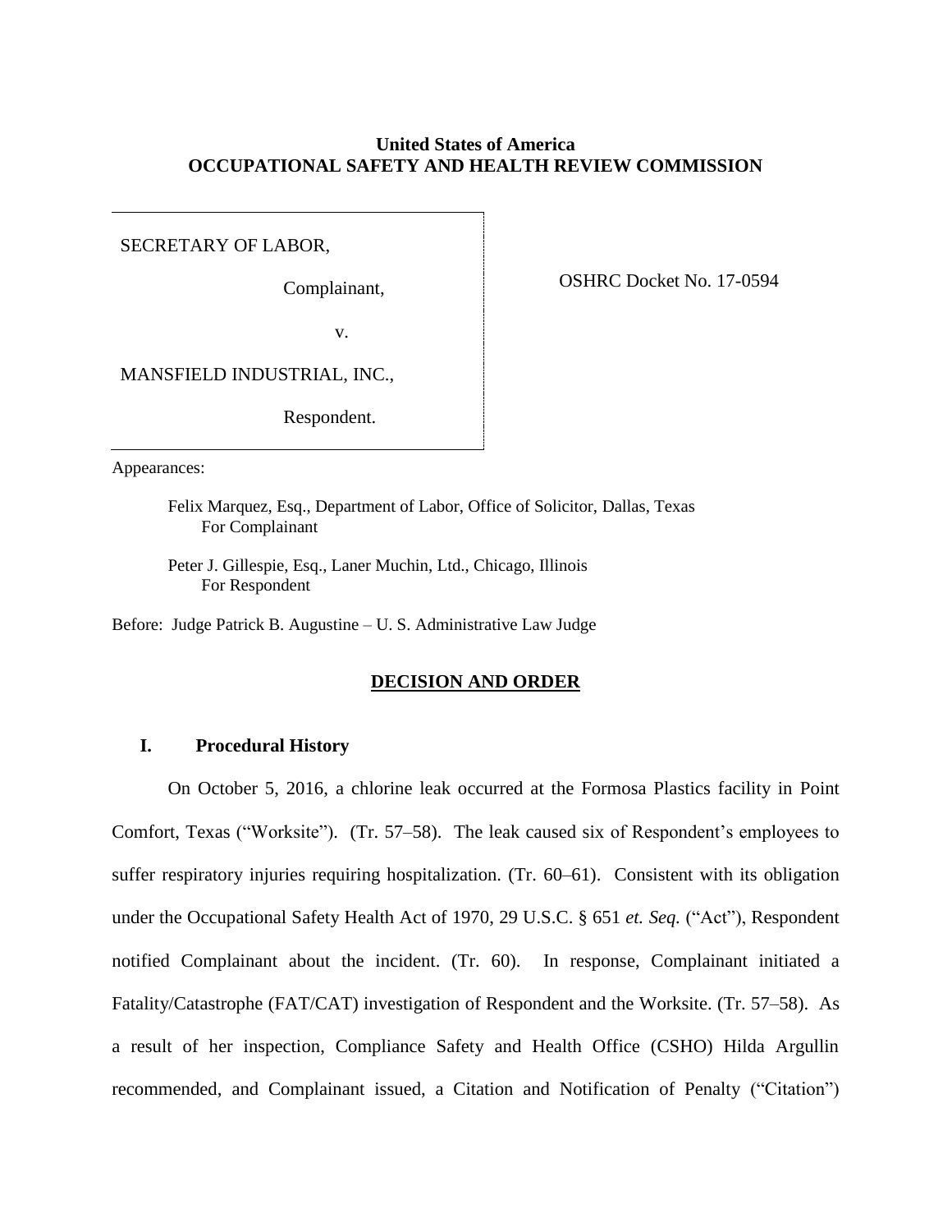**United States of America**
**OCCUPATIONAL SAFETY AND HEALTH REVIEW COMMISSION**

| | |
|---|---|
| SECRETARY OF LABOR,<br><br>Complainant,<br><br>v.<br><br>MANSFIELD INDUSTRIAL, INC.,<br><br>Respondent. | OSHRC Docket No. 17-0594 |

Appearances:

> Felix Marquez, Esq., Department of Labor, Office of Solicitor, Dallas, Texas
> For Complainant
>
> Peter J. Gillespie, Esq., Laner Muchin, Ltd., Chicago, Illinois
> For Respondent

Before: Judge Patrick B. Augustine – U. S. Administrative Law Judge

## DECISION AND ORDER

### I. Procedural History

On October 5, 2016, a chlorine leak occurred at the Formosa Plastics facility in Point Comfort, Texas ("Worksite"). (Tr. 57–58). The leak caused six of Respondent's employees to suffer respiratory injuries requiring hospitalization. (Tr. 60–61). Consistent with its obligation under the Occupational Safety Health Act of 1970, 29 U.S.C. § 651 *et. Seq.* ("Act"), Respondent notified Complainant about the incident. (Tr. 60). In response, Complainant initiated a Fatality/Catastrophe (FAT/CAT) investigation of Respondent and the Worksite. (Tr. 57–58). As a result of her inspection, Compliance Safety and Health Office (CSHO) Hilda Argullin recommended, and Complainant issued, a Citation and Notification of Penalty ("Citation")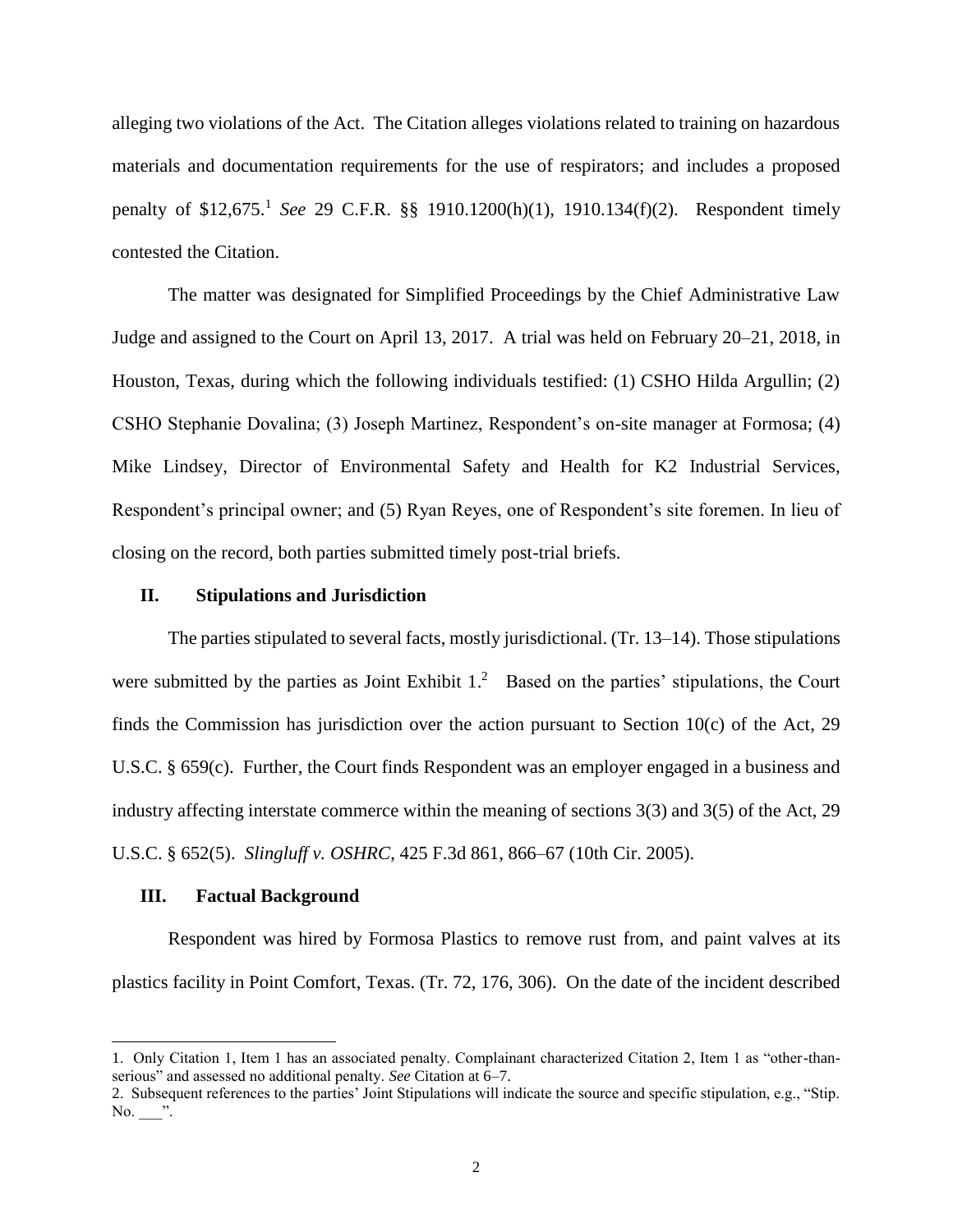alleging two violations of the Act. The Citation alleges violations related to training on hazardous materials and documentation requirements for the use of respirators; and includes a proposed penalty of $12,675.[1] *See* 29 C.F.R. §§ 1910.1200(h)(1), 1910.134(f)(2). Respondent timely contested the Citation.

The matter was designated for Simplified Proceedings by the Chief Administrative Law Judge and assigned to the Court on April 13, 2017. A trial was held on February 20–21, 2018, in Houston, Texas, during which the following individuals testified: (1) CSHO Hilda Argullin; (2) CSHO Stephanie Dovalina; (3) Joseph Martinez, Respondent's on-site manager at Formosa; (4) Mike Lindsey, Director of Environmental Safety and Health for K2 Industrial Services, Respondent's principal owner; and (5) Ryan Reyes, one of Respondent's site foremen. In lieu of closing on the record, both parties submitted timely post-trial briefs.

## II. Stipulations and Jurisdiction

The parties stipulated to several facts, mostly jurisdictional. (Tr. 13–14). Those stipulations were submitted by the parties as Joint Exhibit 1.[2] Based on the parties' stipulations, the Court finds the Commission has jurisdiction over the action pursuant to Section 10(c) of the Act, 29 U.S.C. § 659(c). Further, the Court finds Respondent was an employer engaged in a business and industry affecting interstate commerce within the meaning of sections 3(3) and 3(5) of the Act, 29 U.S.C. § 652(5). *Slingluff v. OSHRC*, 425 F.3d 861, 866–67 (10th Cir. 2005).

## III. Factual Background

Respondent was hired by Formosa Plastics to remove rust from, and paint valves at its plastics facility in Point Comfort, Texas. (Tr. 72, 176, 306). On the date of the incident described

---

1. Only Citation 1, Item 1 has an associated penalty. Complainant characterized Citation 2, Item 1 as "other-than-serious" and assessed no additional penalty. *See* Citation at 6–7.

2. Subsequent references to the parties' Joint Stipulations will indicate the source and specific stipulation, e.g., "Stip. No. ___".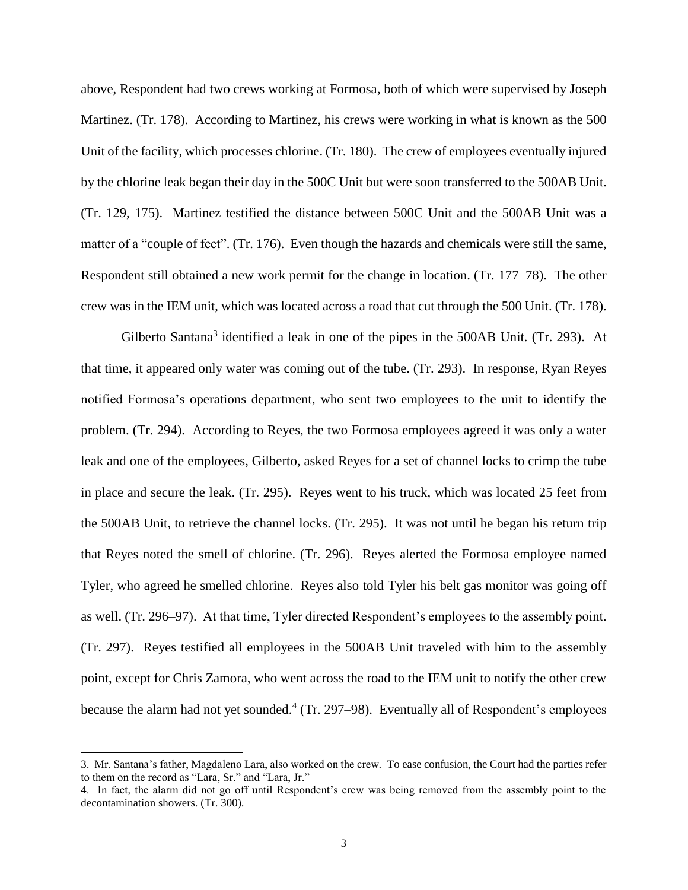above, Respondent had two crews working at Formosa, both of which were supervised by Joseph Martinez. (Tr. 178). According to Martinez, his crews were working in what is known as the 500 Unit of the facility, which processes chlorine. (Tr. 180). The crew of employees eventually injured by the chlorine leak began their day in the 500C Unit but were soon transferred to the 500AB Unit. (Tr. 129, 175). Martinez testified the distance between 500C Unit and the 500AB Unit was a matter of a "couple of feet". (Tr. 176). Even though the hazards and chemicals were still the same, Respondent still obtained a new work permit for the change in location. (Tr. 177–78). The other crew was in the IEM unit, which was located across a road that cut through the 500 Unit. (Tr. 178).

Gilberto Santana[3] identified a leak in one of the pipes in the 500AB Unit. (Tr. 293). At that time, it appeared only water was coming out of the tube. (Tr. 293). In response, Ryan Reyes notified Formosa's operations department, who sent two employees to the unit to identify the problem. (Tr. 294). According to Reyes, the two Formosa employees agreed it was only a water leak and one of the employees, Gilberto, asked Reyes for a set of channel locks to crimp the tube in place and secure the leak. (Tr. 295). Reyes went to his truck, which was located 25 feet from the 500AB Unit, to retrieve the channel locks. (Tr. 295). It was not until he began his return trip that Reyes noted the smell of chlorine. (Tr. 296). Reyes alerted the Formosa employee named Tyler, who agreed he smelled chlorine. Reyes also told Tyler his belt gas monitor was going off as well. (Tr. 296–97). At that time, Tyler directed Respondent's employees to the assembly point. (Tr. 297). Reyes testified all employees in the 500AB Unit traveled with him to the assembly point, except for Chris Zamora, who went across the road to the IEM unit to notify the other crew because the alarm had not yet sounded.[4] (Tr. 297–98). Eventually all of Respondent's employees

---

3. Mr. Santana's father, Magdaleno Lara, also worked on the crew. To ease confusion, the Court had the parties refer to them on the record as "Lara, Sr." and "Lara, Jr."

4. In fact, the alarm did not go off until Respondent's crew was being removed from the assembly point to the decontamination showers. (Tr. 300).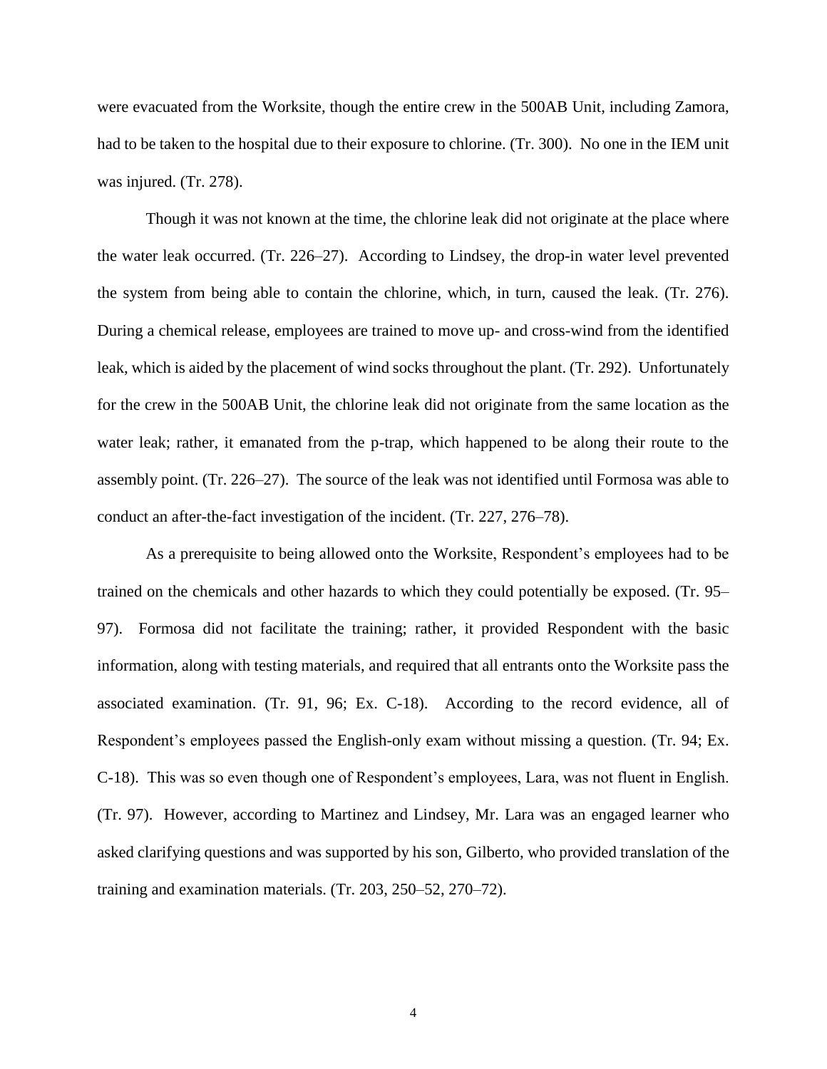were evacuated from the Worksite, though the entire crew in the 500AB Unit, including Zamora, had to be taken to the hospital due to their exposure to chlorine. (Tr. 300). No one in the IEM unit was injured. (Tr. 278).

Though it was not known at the time, the chlorine leak did not originate at the place where the water leak occurred. (Tr. 226–27). According to Lindsey, the drop-in water level prevented the system from being able to contain the chlorine, which, in turn, caused the leak. (Tr. 276). During a chemical release, employees are trained to move up- and cross-wind from the identified leak, which is aided by the placement of wind socks throughout the plant. (Tr. 292). Unfortunately for the crew in the 500AB Unit, the chlorine leak did not originate from the same location as the water leak; rather, it emanated from the p-trap, which happened to be along their route to the assembly point. (Tr. 226–27). The source of the leak was not identified until Formosa was able to conduct an after-the-fact investigation of the incident. (Tr. 227, 276–78).

As a prerequisite to being allowed onto the Worksite, Respondent's employees had to be trained on the chemicals and other hazards to which they could potentially be exposed. (Tr. 95–97). Formosa did not facilitate the training; rather, it provided Respondent with the basic information, along with testing materials, and required that all entrants onto the Worksite pass the associated examination. (Tr. 91, 96; Ex. C-18). According to the record evidence, all of Respondent's employees passed the English-only exam without missing a question. (Tr. 94; Ex. C-18). This was so even though one of Respondent's employees, Lara, was not fluent in English. (Tr. 97). However, according to Martinez and Lindsey, Mr. Lara was an engaged learner who asked clarifying questions and was supported by his son, Gilberto, who provided translation of the training and examination materials. (Tr. 203, 250–52, 270–72).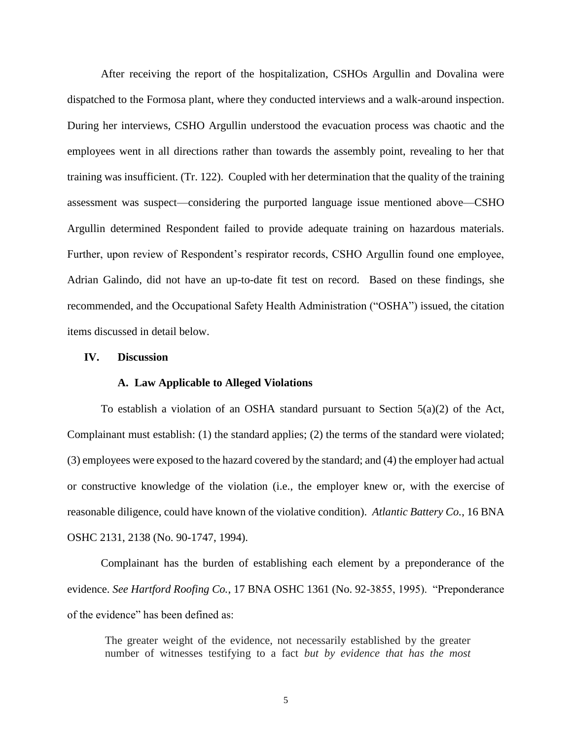After receiving the report of the hospitalization, CSHOs Argullin and Dovalina were dispatched to the Formosa plant, where they conducted interviews and a walk-around inspection. During her interviews, CSHO Argullin understood the evacuation process was chaotic and the employees went in all directions rather than towards the assembly point, revealing to her that training was insufficient. (Tr. 122). Coupled with her determination that the quality of the training assessment was suspect—considering the purported language issue mentioned above—CSHO Argullin determined Respondent failed to provide adequate training on hazardous materials. Further, upon review of Respondent's respirator records, CSHO Argullin found one employee, Adrian Galindo, did not have an up-to-date fit test on record. Based on these findings, she recommended, and the Occupational Safety Health Administration ("OSHA") issued, the citation items discussed in detail below.

## IV. Discussion

### A. Law Applicable to Alleged Violations

To establish a violation of an OSHA standard pursuant to Section 5(a)(2) of the Act, Complainant must establish: (1) the standard applies; (2) the terms of the standard were violated; (3) employees were exposed to the hazard covered by the standard; and (4) the employer had actual or constructive knowledge of the violation (i.e., the employer knew or, with the exercise of reasonable diligence, could have known of the violative condition). *Atlantic Battery Co.*, 16 BNA OSHC 2131, 2138 (No. 90-1747, 1994).

Complainant has the burden of establishing each element by a preponderance of the evidence. *See Hartford Roofing Co.*, 17 BNA OSHC 1361 (No. 92-3855, 1995). "Preponderance of the evidence" has been defined as:

> The greater weight of the evidence, not necessarily established by the greater number of witnesses testifying to a fact *but by evidence that has the most*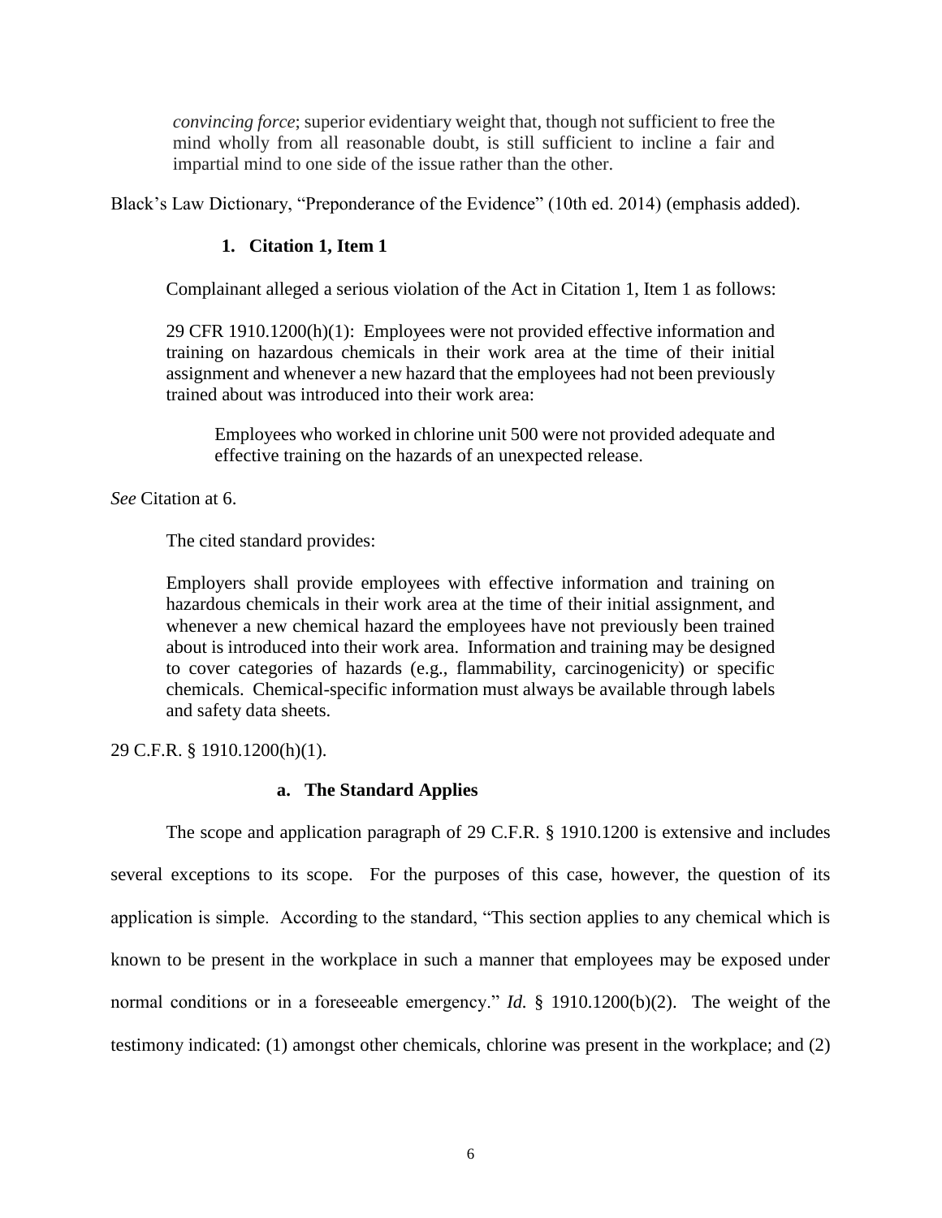> *convincing force*; superior evidentiary weight that, though not sufficient to free the mind wholly from all reasonable doubt, is still sufficient to incline a fair and impartial mind to one side of the issue rather than the other.

Black's Law Dictionary, "Preponderance of the Evidence" (10th ed. 2014) (emphasis added).

### 1. Citation 1, Item 1

Complainant alleged a serious violation of the Act in Citation 1, Item 1 as follows:

> 29 CFR 1910.1200(h)(1): Employees were not provided effective information and training on hazardous chemicals in their work area at the time of their initial assignment and whenever a new hazard that the employees had not been previously trained about was introduced into their work area:
>
> > Employees who worked in chlorine unit 500 were not provided adequate and effective training on the hazards of an unexpected release.

*See* Citation at 6.

The cited standard provides:

> Employers shall provide employees with effective information and training on hazardous chemicals in their work area at the time of their initial assignment, and whenever a new chemical hazard the employees have not previously been trained about is introduced into their work area. Information and training may be designed to cover categories of hazards (e.g., flammability, carcinogenicity) or specific chemicals. Chemical-specific information must always be available through labels and safety data sheets.

29 C.F.R. § 1910.1200(h)(1).

#### a. The Standard Applies

The scope and application paragraph of 29 C.F.R. § 1910.1200 is extensive and includes several exceptions to its scope. For the purposes of this case, however, the question of its application is simple. According to the standard, "This section applies to any chemical which is known to be present in the workplace in such a manner that employees may be exposed under normal conditions or in a foreseeable emergency." *Id.* § 1910.1200(b)(2). The weight of the testimony indicated: (1) amongst other chemicals, chlorine was present in the workplace; and (2)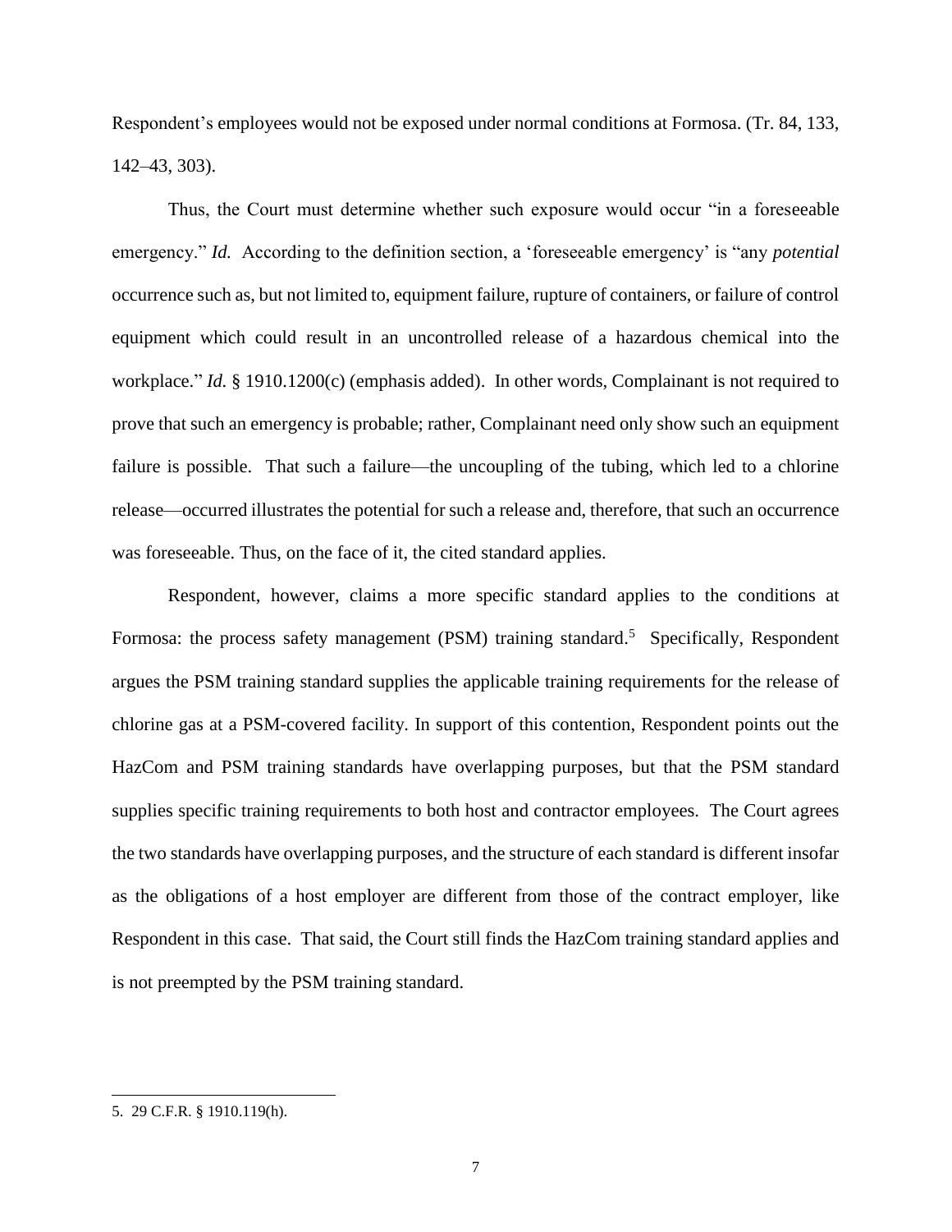Respondent's employees would not be exposed under normal conditions at Formosa. (Tr. 84, 133, 142–43, 303).

Thus, the Court must determine whether such exposure would occur "in a foreseeable emergency." *Id.* According to the definition section, a 'foreseeable emergency' is "any *potential* occurrence such as, but not limited to, equipment failure, rupture of containers, or failure of control equipment which could result in an uncontrolled release of a hazardous chemical into the workplace." *Id.* § 1910.1200(c) (emphasis added). In other words, Complainant is not required to prove that such an emergency is probable; rather, Complainant need only show such an equipment failure is possible. That such a failure—the uncoupling of the tubing, which led to a chlorine release—occurred illustrates the potential for such a release and, therefore, that such an occurrence was foreseeable. Thus, on the face of it, the cited standard applies.

Respondent, however, claims a more specific standard applies to the conditions at Formosa: the process safety management (PSM) training standard.[5] Specifically, Respondent argues the PSM training standard supplies the applicable training requirements for the release of chlorine gas at a PSM-covered facility. In support of this contention, Respondent points out the HazCom and PSM training standards have overlapping purposes, but that the PSM standard supplies specific training requirements to both host and contractor employees. The Court agrees the two standards have overlapping purposes, and the structure of each standard is different insofar as the obligations of a host employer are different from those of the contract employer, like Respondent in this case. That said, the Court still finds the HazCom training standard applies and is not preempted by the PSM training standard.

---

5. 29 C.F.R. § 1910.119(h).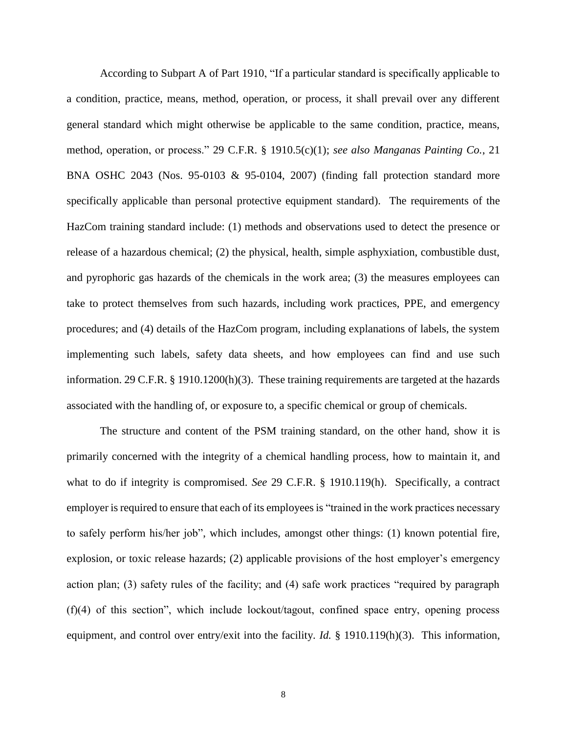According to Subpart A of Part 1910, "If a particular standard is specifically applicable to a condition, practice, means, method, operation, or process, it shall prevail over any different general standard which might otherwise be applicable to the same condition, practice, means, method, operation, or process." 29 C.F.R. § 1910.5(c)(1); *see also Manganas Painting Co.*, 21 BNA OSHC 2043 (Nos. 95-0103 & 95-0104, 2007) (finding fall protection standard more specifically applicable than personal protective equipment standard). The requirements of the HazCom training standard include: (1) methods and observations used to detect the presence or release of a hazardous chemical; (2) the physical, health, simple asphyxiation, combustible dust, and pyrophoric gas hazards of the chemicals in the work area; (3) the measures employees can take to protect themselves from such hazards, including work practices, PPE, and emergency procedures; and (4) details of the HazCom program, including explanations of labels, the system implementing such labels, safety data sheets, and how employees can find and use such information. 29 C.F.R. § 1910.1200(h)(3). These training requirements are targeted at the hazards associated with the handling of, or exposure to, a specific chemical or group of chemicals.

The structure and content of the PSM training standard, on the other hand, show it is primarily concerned with the integrity of a chemical handling process, how to maintain it, and what to do if integrity is compromised. *See* 29 C.F.R. § 1910.119(h). Specifically, a contract employer is required to ensure that each of its employees is "trained in the work practices necessary to safely perform his/her job", which includes, amongst other things: (1) known potential fire, explosion, or toxic release hazards; (2) applicable provisions of the host employer's emergency action plan; (3) safety rules of the facility; and (4) safe work practices "required by paragraph (f)(4) of this section", which include lockout/tagout, confined space entry, opening process equipment, and control over entry/exit into the facility. *Id.* § 1910.119(h)(3). This information,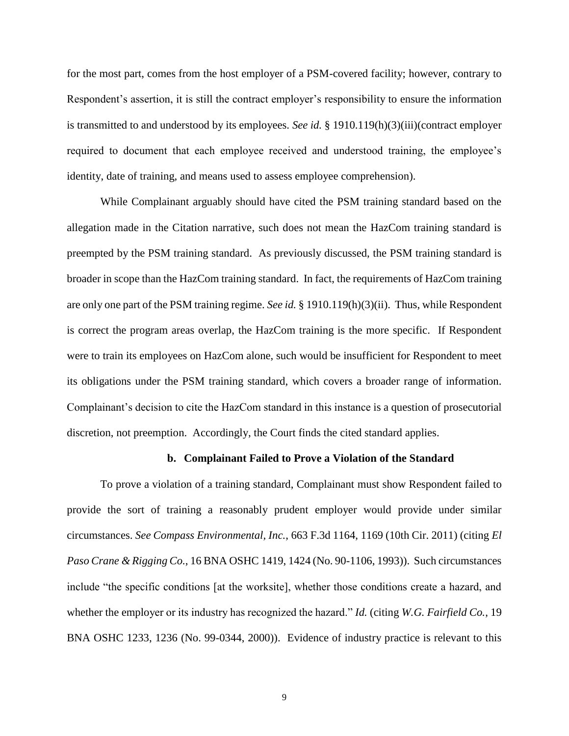for the most part, comes from the host employer of a PSM-covered facility; however, contrary to Respondent's assertion, it is still the contract employer's responsibility to ensure the information is transmitted to and understood by its employees. *See id.* § 1910.119(h)(3)(iii)(contract employer required to document that each employee received and understood training, the employee's identity, date of training, and means used to assess employee comprehension).

While Complainant arguably should have cited the PSM training standard based on the allegation made in the Citation narrative, such does not mean the HazCom training standard is preempted by the PSM training standard. As previously discussed, the PSM training standard is broader in scope than the HazCom training standard. In fact, the requirements of HazCom training are only one part of the PSM training regime. *See id.* § 1910.119(h)(3)(ii). Thus, while Respondent is correct the program areas overlap, the HazCom training is the more specific. If Respondent were to train its employees on HazCom alone, such would be insufficient for Respondent to meet its obligations under the PSM training standard, which covers a broader range of information. Complainant's decision to cite the HazCom standard in this instance is a question of prosecutorial discretion, not preemption. Accordingly, the Court finds the cited standard applies.

**b. Complainant Failed to Prove a Violation of the Standard**

To prove a violation of a training standard, Complainant must show Respondent failed to provide the sort of training a reasonably prudent employer would provide under similar circumstances. *See Compass Environmental, Inc.*, 663 F.3d 1164, 1169 (10th Cir. 2011) (citing *El Paso Crane & Rigging Co.*, 16 BNA OSHC 1419, 1424 (No. 90-1106, 1993)). Such circumstances include "the specific conditions [at the worksite], whether those conditions create a hazard, and whether the employer or its industry has recognized the hazard." *Id.* (citing *W.G. Fairfield Co.*, 19 BNA OSHC 1233, 1236 (No. 99-0344, 2000)). Evidence of industry practice is relevant to this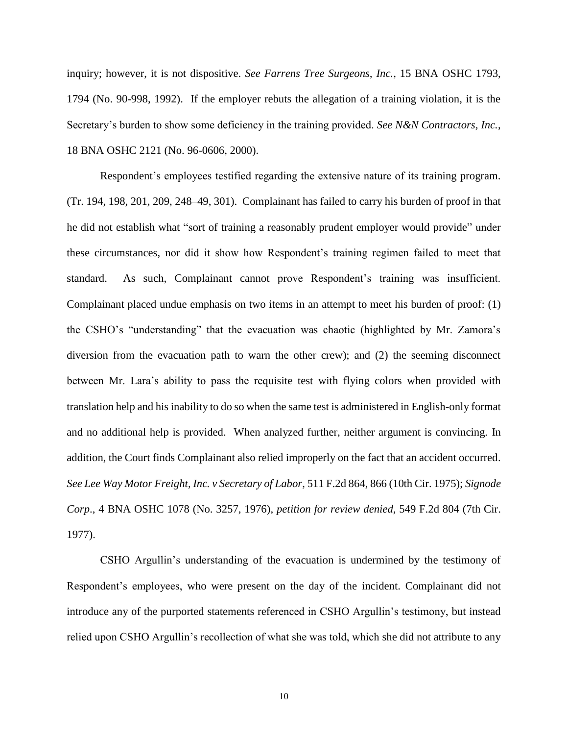inquiry; however, it is not dispositive. *See Farrens Tree Surgeons, Inc.*, 15 BNA OSHC 1793, 1794 (No. 90-998, 1992). If the employer rebuts the allegation of a training violation, it is the Secretary's burden to show some deficiency in the training provided. *See N&N Contractors, Inc.*, 18 BNA OSHC 2121 (No. 96-0606, 2000).

Respondent's employees testified regarding the extensive nature of its training program. (Tr. 194, 198, 201, 209, 248–49, 301). Complainant has failed to carry his burden of proof in that he did not establish what "sort of training a reasonably prudent employer would provide" under these circumstances, nor did it show how Respondent's training regimen failed to meet that standard. As such, Complainant cannot prove Respondent's training was insufficient. Complainant placed undue emphasis on two items in an attempt to meet his burden of proof: (1) the CSHO's "understanding" that the evacuation was chaotic (highlighted by Mr. Zamora's diversion from the evacuation path to warn the other crew); and (2) the seeming disconnect between Mr. Lara's ability to pass the requisite test with flying colors when provided with translation help and his inability to do so when the same test is administered in English-only format and no additional help is provided. When analyzed further, neither argument is convincing. In addition, the Court finds Complainant also relied improperly on the fact that an accident occurred. *See Lee Way Motor Freight, Inc. v Secretary of Labor*, 511 F.2d 864, 866 (10th Cir. 1975); *Signode Corp*., 4 BNA OSHC 1078 (No. 3257, 1976), *petition for review denied*, 549 F.2d 804 (7th Cir. 1977).

CSHO Argullin's understanding of the evacuation is undermined by the testimony of Respondent's employees, who were present on the day of the incident. Complainant did not introduce any of the purported statements referenced in CSHO Argullin's testimony, but instead relied upon CSHO Argullin's recollection of what she was told, which she did not attribute to any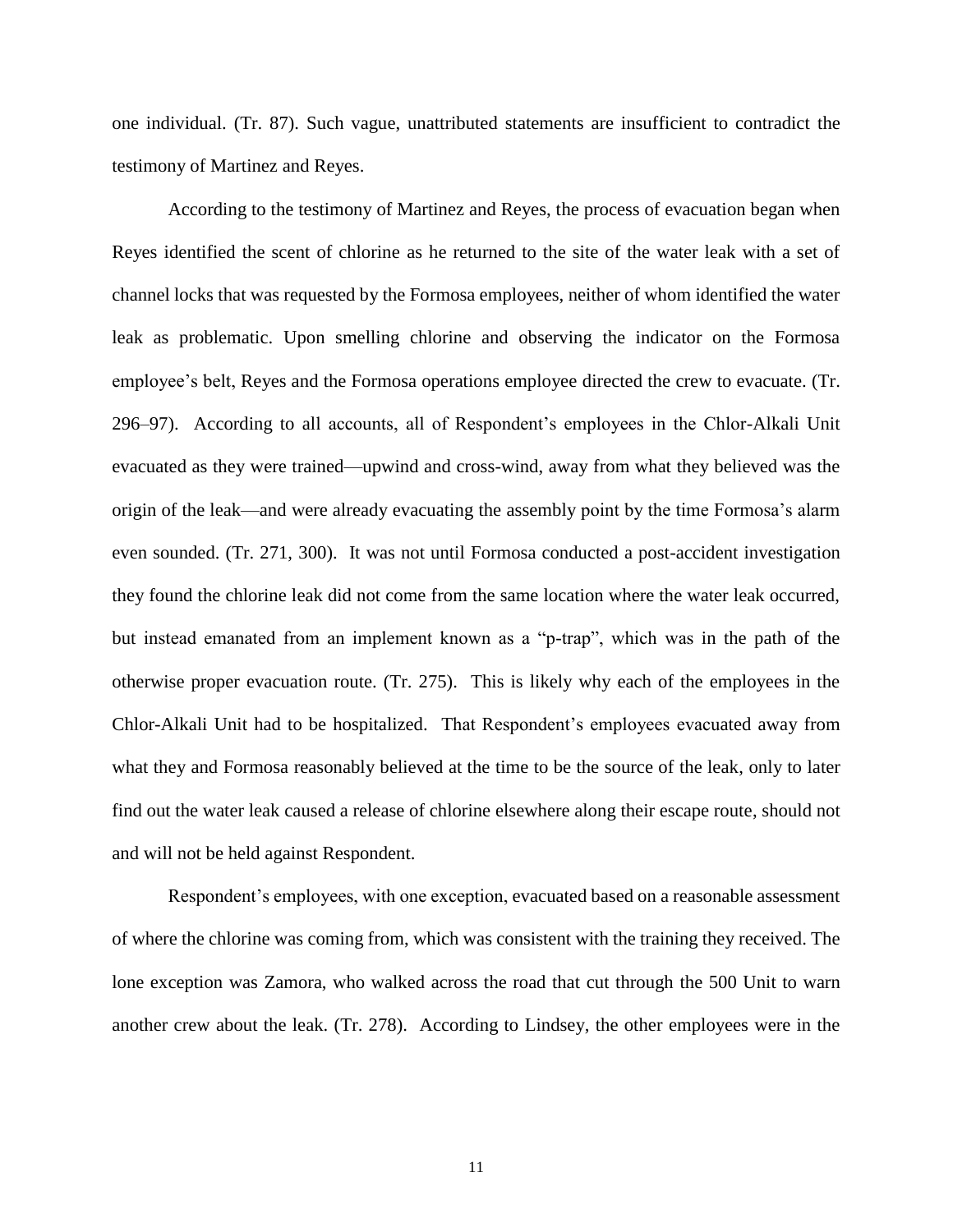one individual. (Tr. 87). Such vague, unattributed statements are insufficient to contradict the testimony of Martinez and Reyes.

According to the testimony of Martinez and Reyes, the process of evacuation began when Reyes identified the scent of chlorine as he returned to the site of the water leak with a set of channel locks that was requested by the Formosa employees, neither of whom identified the water leak as problematic. Upon smelling chlorine and observing the indicator on the Formosa employee's belt, Reyes and the Formosa operations employee directed the crew to evacuate. (Tr. 296–97). According to all accounts, all of Respondent's employees in the Chlor-Alkali Unit evacuated as they were trained—upwind and cross-wind, away from what they believed was the origin of the leak—and were already evacuating the assembly point by the time Formosa's alarm even sounded. (Tr. 271, 300). It was not until Formosa conducted a post-accident investigation they found the chlorine leak did not come from the same location where the water leak occurred, but instead emanated from an implement known as a "p-trap", which was in the path of the otherwise proper evacuation route. (Tr. 275). This is likely why each of the employees in the Chlor-Alkali Unit had to be hospitalized. That Respondent's employees evacuated away from what they and Formosa reasonably believed at the time to be the source of the leak, only to later find out the water leak caused a release of chlorine elsewhere along their escape route, should not and will not be held against Respondent.

Respondent's employees, with one exception, evacuated based on a reasonable assessment of where the chlorine was coming from, which was consistent with the training they received. The lone exception was Zamora, who walked across the road that cut through the 500 Unit to warn another crew about the leak. (Tr. 278). According to Lindsey, the other employees were in the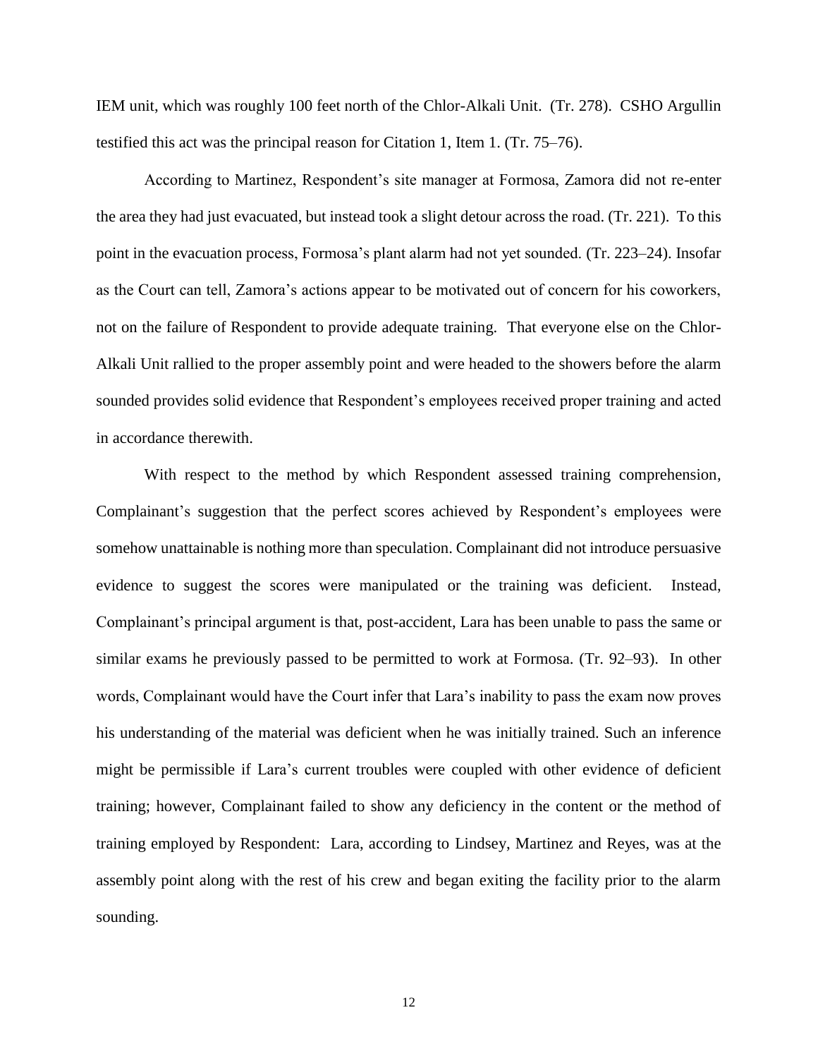IEM unit, which was roughly 100 feet north of the Chlor-Alkali Unit. (Tr. 278). CSHO Argullin testified this act was the principal reason for Citation 1, Item 1. (Tr. 75–76).

According to Martinez, Respondent's site manager at Formosa, Zamora did not re-enter the area they had just evacuated, but instead took a slight detour across the road. (Tr. 221). To this point in the evacuation process, Formosa's plant alarm had not yet sounded. (Tr. 223–24). Insofar as the Court can tell, Zamora's actions appear to be motivated out of concern for his coworkers, not on the failure of Respondent to provide adequate training. That everyone else on the Chlor-Alkali Unit rallied to the proper assembly point and were headed to the showers before the alarm sounded provides solid evidence that Respondent's employees received proper training and acted in accordance therewith.

With respect to the method by which Respondent assessed training comprehension, Complainant's suggestion that the perfect scores achieved by Respondent's employees were somehow unattainable is nothing more than speculation. Complainant did not introduce persuasive evidence to suggest the scores were manipulated or the training was deficient. Instead, Complainant's principal argument is that, post-accident, Lara has been unable to pass the same or similar exams he previously passed to be permitted to work at Formosa. (Tr. 92–93). In other words, Complainant would have the Court infer that Lara's inability to pass the exam now proves his understanding of the material was deficient when he was initially trained. Such an inference might be permissible if Lara's current troubles were coupled with other evidence of deficient training; however, Complainant failed to show any deficiency in the content or the method of training employed by Respondent: Lara, according to Lindsey, Martinez and Reyes, was at the assembly point along with the rest of his crew and began exiting the facility prior to the alarm sounding.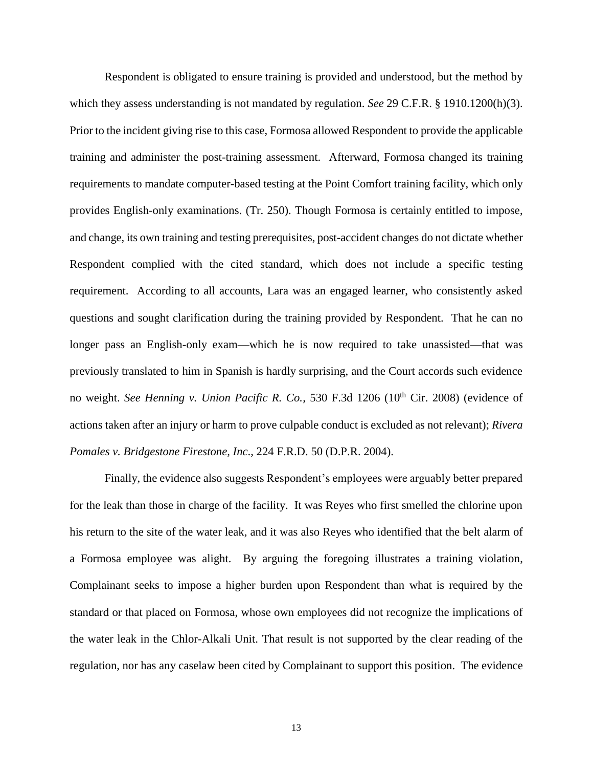Respondent is obligated to ensure training is provided and understood, but the method by which they assess understanding is not mandated by regulation. *See* 29 C.F.R. § 1910.1200(h)(3). Prior to the incident giving rise to this case, Formosa allowed Respondent to provide the applicable training and administer the post-training assessment. Afterward, Formosa changed its training requirements to mandate computer-based testing at the Point Comfort training facility, which only provides English-only examinations. (Tr. 250). Though Formosa is certainly entitled to impose, and change, its own training and testing prerequisites, post-accident changes do not dictate whether Respondent complied with the cited standard, which does not include a specific testing requirement. According to all accounts, Lara was an engaged learner, who consistently asked questions and sought clarification during the training provided by Respondent. That he can no longer pass an English-only exam—which he is now required to take unassisted—that was previously translated to him in Spanish is hardly surprising, and the Court accords such evidence no weight. *See Henning v. Union Pacific R. Co.,* 530 F.3d 1206 (10th Cir. 2008) (evidence of actions taken after an injury or harm to prove culpable conduct is excluded as not relevant); *Rivera Pomales v. Bridgestone Firestone, Inc*., 224 F.R.D. 50 (D.P.R. 2004).

Finally, the evidence also suggests Respondent's employees were arguably better prepared for the leak than those in charge of the facility. It was Reyes who first smelled the chlorine upon his return to the site of the water leak, and it was also Reyes who identified that the belt alarm of a Formosa employee was alight. By arguing the foregoing illustrates a training violation, Complainant seeks to impose a higher burden upon Respondent than what is required by the standard or that placed on Formosa, whose own employees did not recognize the implications of the water leak in the Chlor-Alkali Unit. That result is not supported by the clear reading of the regulation, nor has any caselaw been cited by Complainant to support this position. The evidence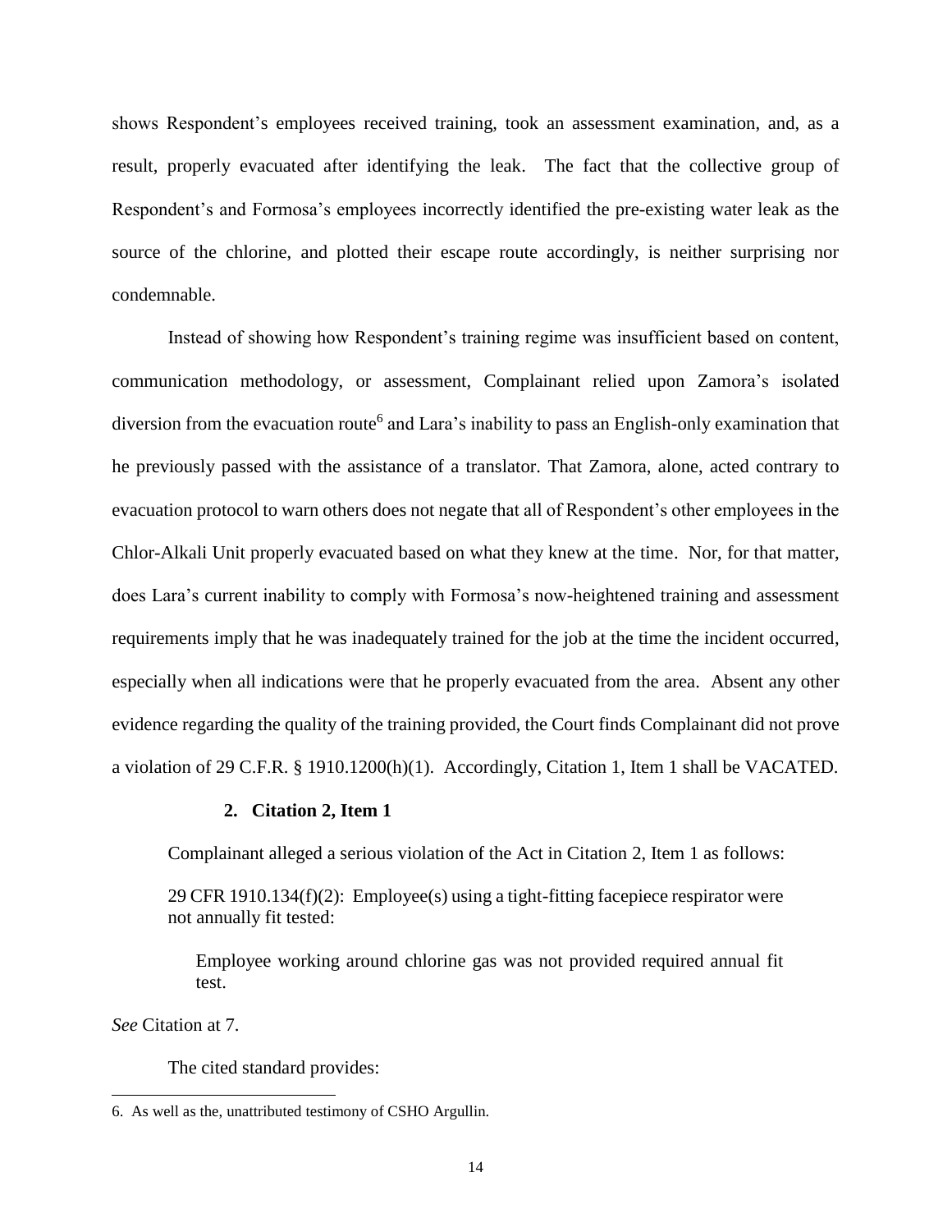shows Respondent's employees received training, took an assessment examination, and, as a result, properly evacuated after identifying the leak. The fact that the collective group of Respondent's and Formosa's employees incorrectly identified the pre-existing water leak as the source of the chlorine, and plotted their escape route accordingly, is neither surprising nor condemnable.

Instead of showing how Respondent's training regime was insufficient based on content, communication methodology, or assessment, Complainant relied upon Zamora's isolated diversion from the evacuation route[6] and Lara's inability to pass an English-only examination that he previously passed with the assistance of a translator. That Zamora, alone, acted contrary to evacuation protocol to warn others does not negate that all of Respondent's other employees in the Chlor-Alkali Unit properly evacuated based on what they knew at the time. Nor, for that matter, does Lara's current inability to comply with Formosa's now-heightened training and assessment requirements imply that he was inadequately trained for the job at the time the incident occurred, especially when all indications were that he properly evacuated from the area. Absent any other evidence regarding the quality of the training provided, the Court finds Complainant did not prove a violation of 29 C.F.R. § 1910.1200(h)(1). Accordingly, Citation 1, Item 1 shall be VACATED.

### 2. Citation 2, Item 1

Complainant alleged a serious violation of the Act in Citation 2, Item 1 as follows:

> 29 CFR 1910.134(f)(2): Employee(s) using a tight-fitting facepiece respirator were not annually fit tested:
>
> > Employee working around chlorine gas was not provided required annual fit test.

*See* Citation at 7.

The cited standard provides:

---

6. As well as the, unattributed testimony of CSHO Argullin.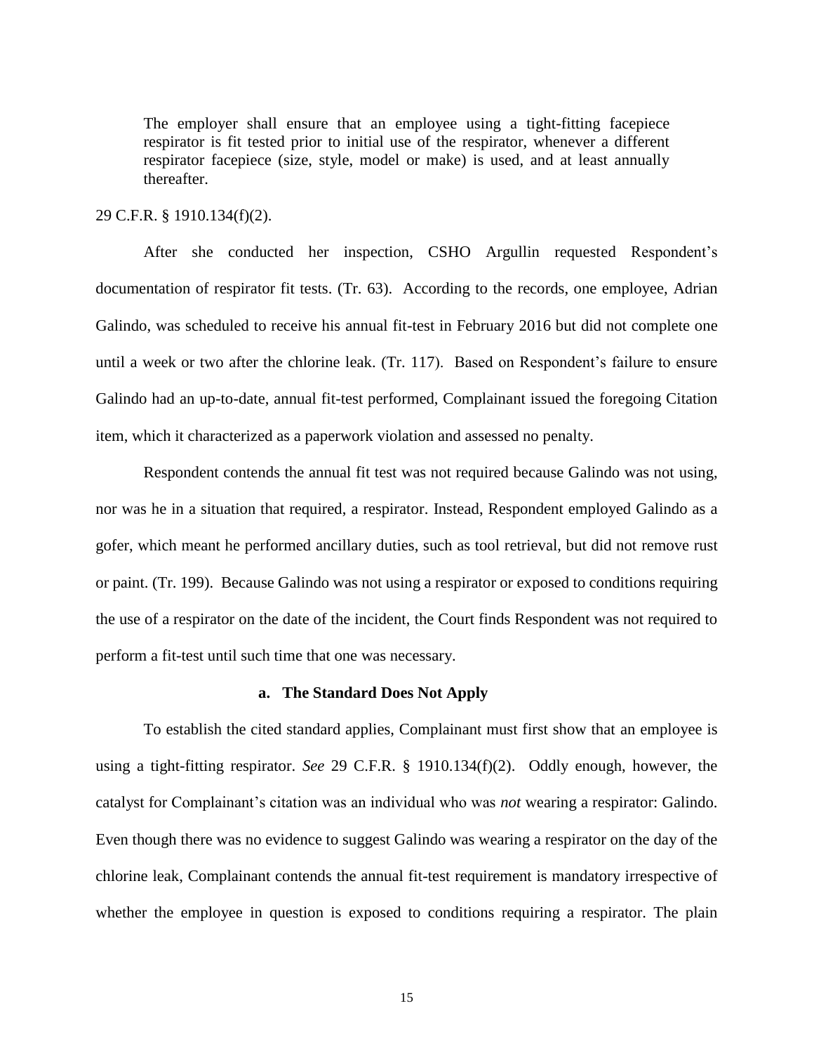> The employer shall ensure that an employee using a tight-fitting facepiece respirator is fit tested prior to initial use of the respirator, whenever a different respirator facepiece (size, style, model or make) is used, and at least annually thereafter.

29 C.F.R. § 1910.134(f)(2).

After she conducted her inspection, CSHO Argullin requested Respondent's documentation of respirator fit tests. (Tr. 63). According to the records, one employee, Adrian Galindo, was scheduled to receive his annual fit-test in February 2016 but did not complete one until a week or two after the chlorine leak. (Tr. 117). Based on Respondent's failure to ensure Galindo had an up-to-date, annual fit-test performed, Complainant issued the foregoing Citation item, which it characterized as a paperwork violation and assessed no penalty.

Respondent contends the annual fit test was not required because Galindo was not using, nor was he in a situation that required, a respirator. Instead, Respondent employed Galindo as a gofer, which meant he performed ancillary duties, such as tool retrieval, but did not remove rust or paint. (Tr. 199). Because Galindo was not using a respirator or exposed to conditions requiring the use of a respirator on the date of the incident, the Court finds Respondent was not required to perform a fit-test until such time that one was necessary.

### a. The Standard Does Not Apply

To establish the cited standard applies, Complainant must first show that an employee is using a tight-fitting respirator. *See* 29 C.F.R. § 1910.134(f)(2). Oddly enough, however, the catalyst for Complainant's citation was an individual who was *not* wearing a respirator: Galindo. Even though there was no evidence to suggest Galindo was wearing a respirator on the day of the chlorine leak, Complainant contends the annual fit-test requirement is mandatory irrespective of whether the employee in question is exposed to conditions requiring a respirator. The plain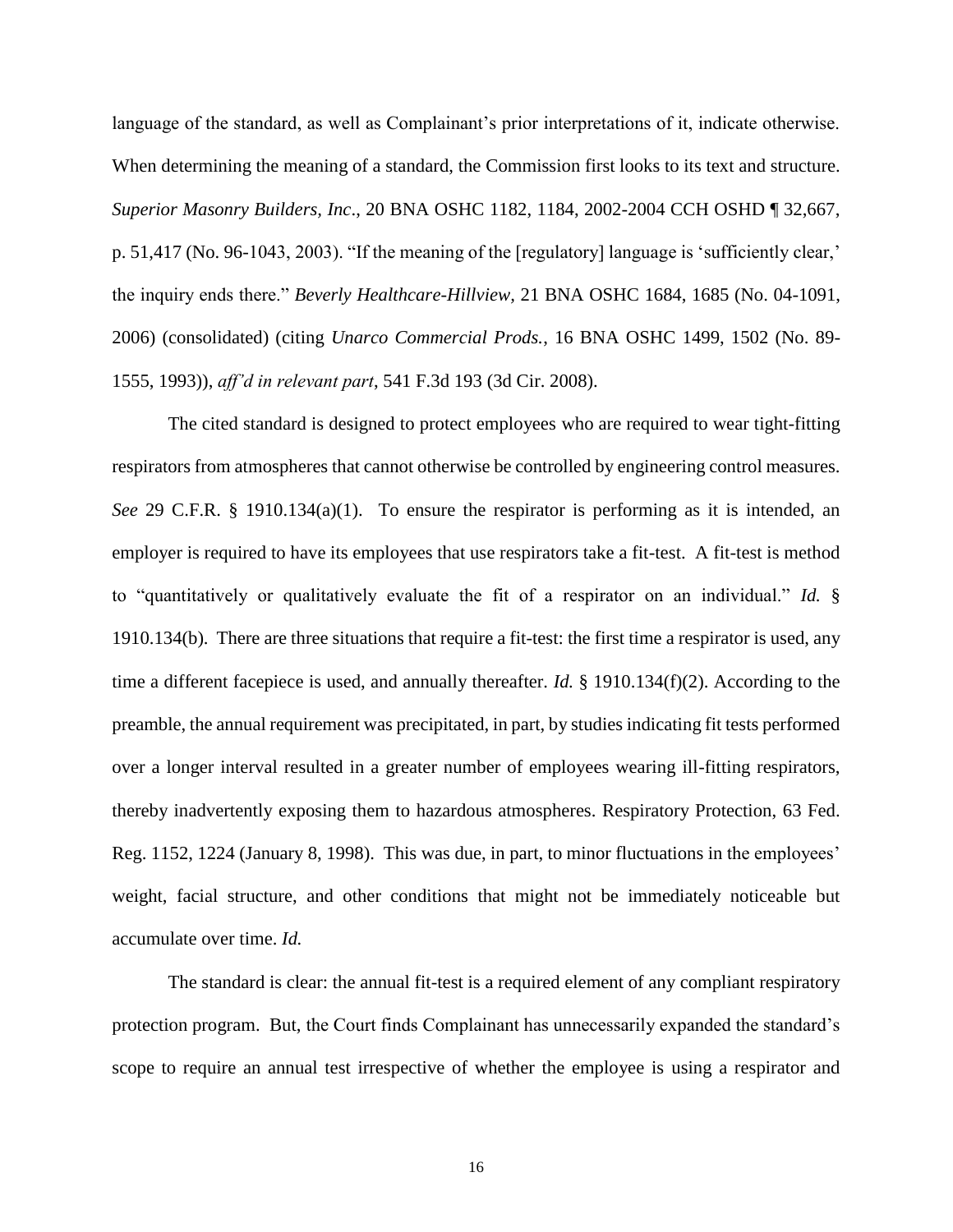language of the standard, as well as Complainant's prior interpretations of it, indicate otherwise. When determining the meaning of a standard, the Commission first looks to its text and structure. *Superior Masonry Builders, Inc*., 20 BNA OSHC 1182, 1184, 2002-2004 CCH OSHD ¶ 32,667, p. 51,417 (No. 96-1043, 2003). "If the meaning of the [regulatory] language is 'sufficiently clear,' the inquiry ends there." *Beverly Healthcare-Hillview,* 21 BNA OSHC 1684, 1685 (No. 04-1091, 2006) (consolidated) (citing *Unarco Commercial Prods.*, 16 BNA OSHC 1499, 1502 (No. 89-1555, 1993)), *aff'd in relevant part*, 541 F.3d 193 (3d Cir. 2008).

The cited standard is designed to protect employees who are required to wear tight-fitting respirators from atmospheres that cannot otherwise be controlled by engineering control measures. *See* 29 C.F.R. § 1910.134(a)(1). To ensure the respirator is performing as it is intended, an employer is required to have its employees that use respirators take a fit-test. A fit-test is method to "quantitatively or qualitatively evaluate the fit of a respirator on an individual." *Id.* § 1910.134(b). There are three situations that require a fit-test: the first time a respirator is used, any time a different facepiece is used, and annually thereafter. *Id.* § 1910.134(f)(2). According to the preamble, the annual requirement was precipitated, in part, by studies indicating fit tests performed over a longer interval resulted in a greater number of employees wearing ill-fitting respirators, thereby inadvertently exposing them to hazardous atmospheres. Respiratory Protection, 63 Fed. Reg. 1152, 1224 (January 8, 1998). This was due, in part, to minor fluctuations in the employees' weight, facial structure, and other conditions that might not be immediately noticeable but accumulate over time. *Id.*

The standard is clear: the annual fit-test is a required element of any compliant respiratory protection program. But, the Court finds Complainant has unnecessarily expanded the standard's scope to require an annual test irrespective of whether the employee is using a respirator and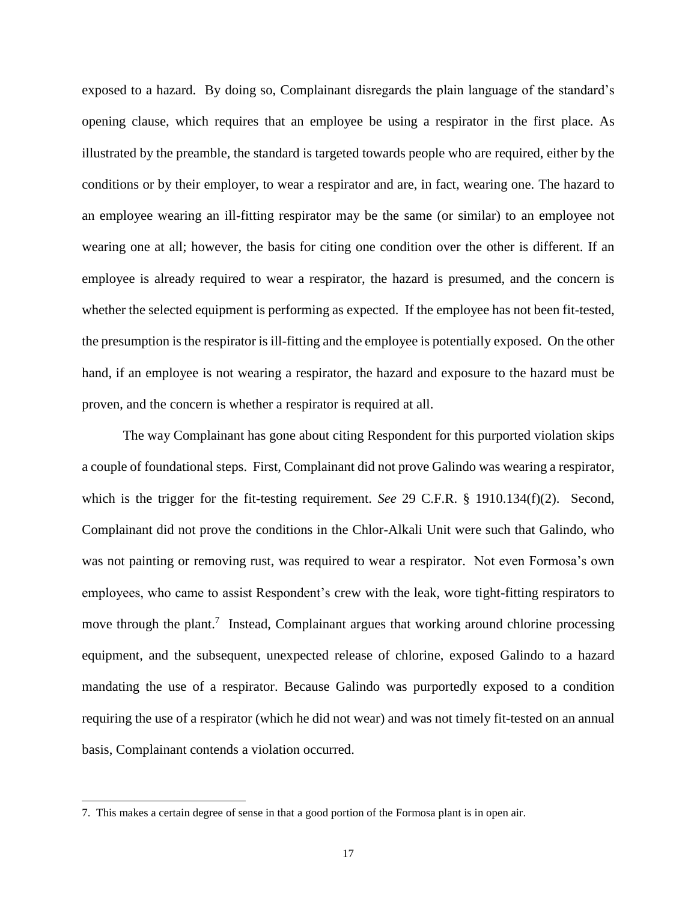exposed to a hazard. By doing so, Complainant disregards the plain language of the standard's opening clause, which requires that an employee be using a respirator in the first place. As illustrated by the preamble, the standard is targeted towards people who are required, either by the conditions or by their employer, to wear a respirator and are, in fact, wearing one. The hazard to an employee wearing an ill-fitting respirator may be the same (or similar) to an employee not wearing one at all; however, the basis for citing one condition over the other is different. If an employee is already required to wear a respirator, the hazard is presumed, and the concern is whether the selected equipment is performing as expected. If the employee has not been fit-tested, the presumption is the respirator is ill-fitting and the employee is potentially exposed. On the other hand, if an employee is not wearing a respirator, the hazard and exposure to the hazard must be proven, and the concern is whether a respirator is required at all.

The way Complainant has gone about citing Respondent for this purported violation skips a couple of foundational steps. First, Complainant did not prove Galindo was wearing a respirator, which is the trigger for the fit-testing requirement. *See* 29 C.F.R. § 1910.134(f)(2). Second, Complainant did not prove the conditions in the Chlor-Alkali Unit were such that Galindo, who was not painting or removing rust, was required to wear a respirator. Not even Formosa's own employees, who came to assist Respondent's crew with the leak, wore tight-fitting respirators to move through the plant.[7] Instead, Complainant argues that working around chlorine processing equipment, and the subsequent, unexpected release of chlorine, exposed Galindo to a hazard mandating the use of a respirator. Because Galindo was purportedly exposed to a condition requiring the use of a respirator (which he did not wear) and was not timely fit-tested on an annual basis, Complainant contends a violation occurred.

---

7. This makes a certain degree of sense in that a good portion of the Formosa plant is in open air.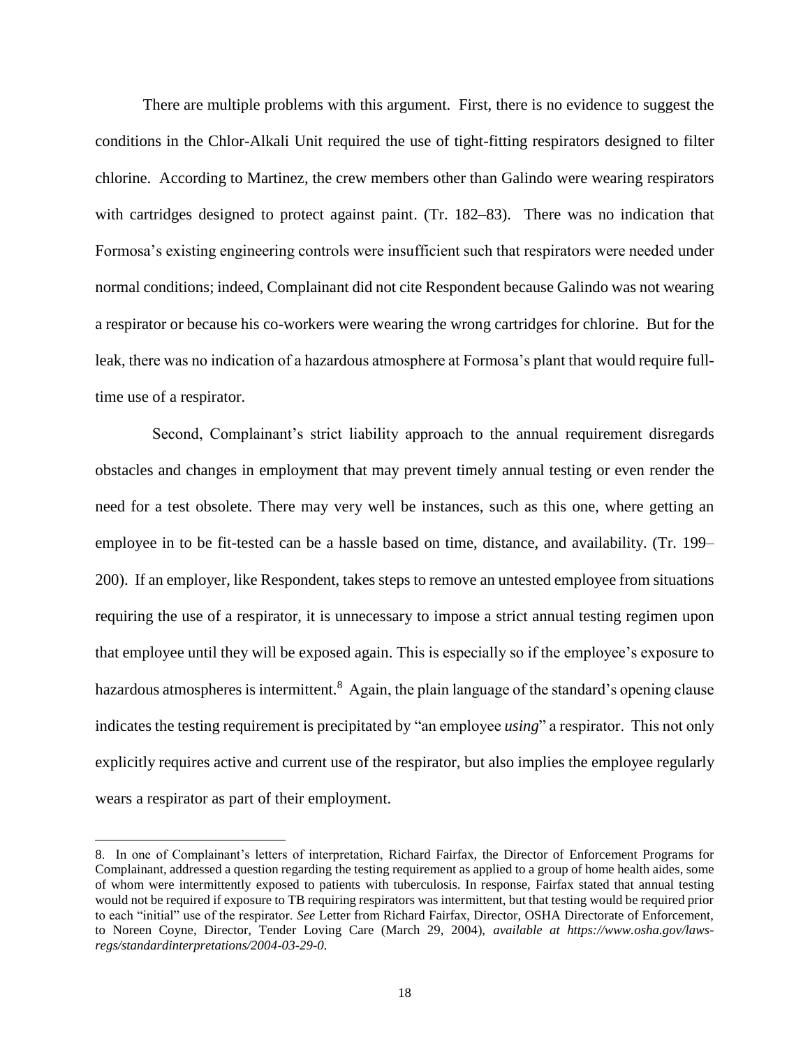There are multiple problems with this argument. First, there is no evidence to suggest the conditions in the Chlor-Alkali Unit required the use of tight-fitting respirators designed to filter chlorine. According to Martinez, the crew members other than Galindo were wearing respirators with cartridges designed to protect against paint. (Tr. 182–83). There was no indication that Formosa's existing engineering controls were insufficient such that respirators were needed under normal conditions; indeed, Complainant did not cite Respondent because Galindo was not wearing a respirator or because his co-workers were wearing the wrong cartridges for chlorine. But for the leak, there was no indication of a hazardous atmosphere at Formosa's plant that would require full-time use of a respirator.

Second, Complainant's strict liability approach to the annual requirement disregards obstacles and changes in employment that may prevent timely annual testing or even render the need for a test obsolete. There may very well be instances, such as this one, where getting an employee in to be fit-tested can be a hassle based on time, distance, and availability. (Tr. 199–200). If an employer, like Respondent, takes steps to remove an untested employee from situations requiring the use of a respirator, it is unnecessary to impose a strict annual testing regimen upon that employee until they will be exposed again. This is especially so if the employee's exposure to hazardous atmospheres is intermittent.[8] Again, the plain language of the standard's opening clause indicates the testing requirement is precipitated by "an employee *using*" a respirator. This not only explicitly requires active and current use of the respirator, but also implies the employee regularly wears a respirator as part of their employment.

8. In one of Complainant's letters of interpretation, Richard Fairfax, the Director of Enforcement Programs for Complainant, addressed a question regarding the testing requirement as applied to a group of home health aides, some of whom were intermittently exposed to patients with tuberculosis. In response, Fairfax stated that annual testing would not be required if exposure to TB requiring respirators was intermittent, but that testing would be required prior to each "initial" use of the respirator. *See* Letter from Richard Fairfax, Director, OSHA Directorate of Enforcement, to Noreen Coyne, Director, Tender Loving Care (March 29, 2004), *available at https://www.osha.gov/laws-regs/standardinterpretations/2004-03-29-0*.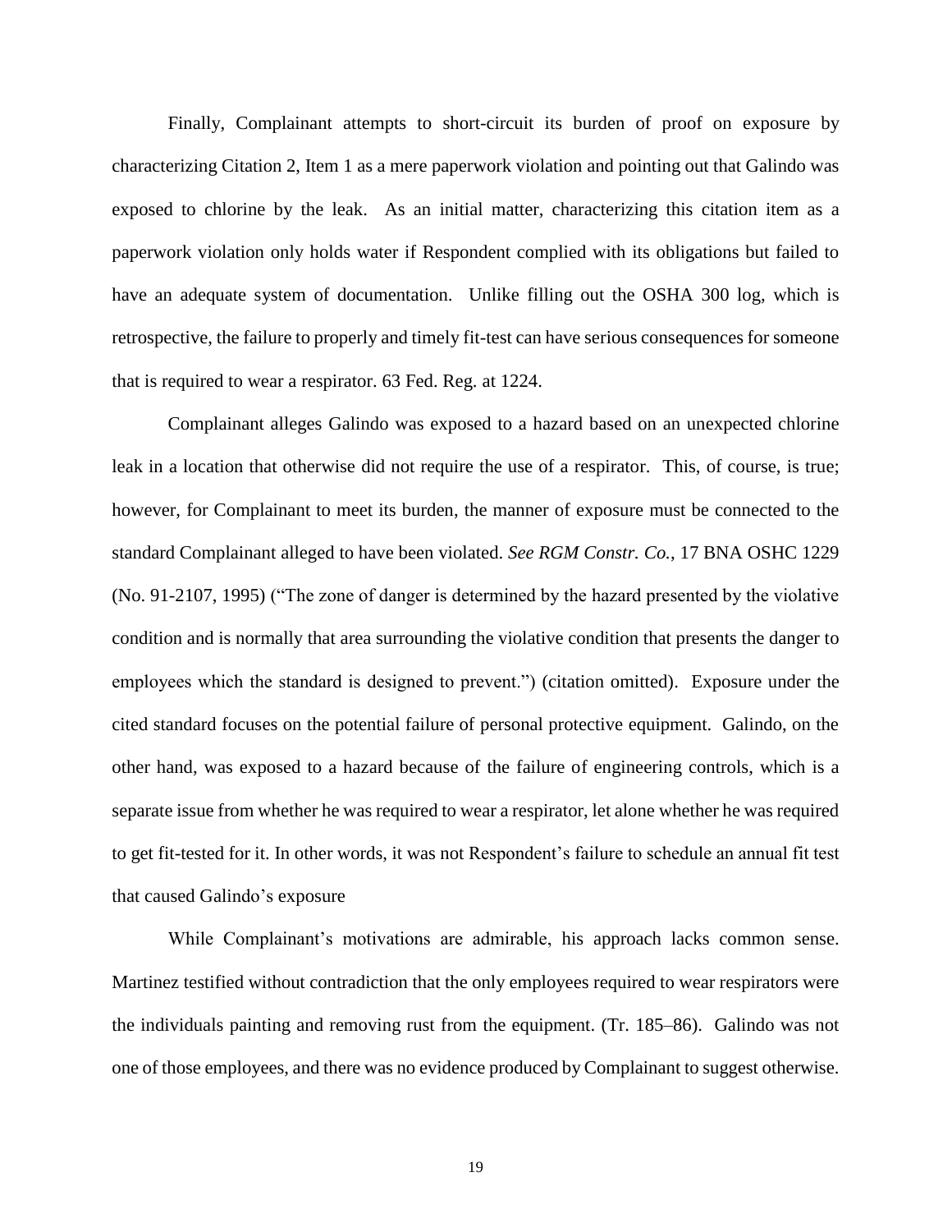Finally, Complainant attempts to short-circuit its burden of proof on exposure by characterizing Citation 2, Item 1 as a mere paperwork violation and pointing out that Galindo was exposed to chlorine by the leak. As an initial matter, characterizing this citation item as a paperwork violation only holds water if Respondent complied with its obligations but failed to have an adequate system of documentation. Unlike filling out the OSHA 300 log, which is retrospective, the failure to properly and timely fit-test can have serious consequences for someone that is required to wear a respirator. 63 Fed. Reg. at 1224.

Complainant alleges Galindo was exposed to a hazard based on an unexpected chlorine leak in a location that otherwise did not require the use of a respirator. This, of course, is true; however, for Complainant to meet its burden, the manner of exposure must be connected to the standard Complainant alleged to have been violated. *See RGM Constr. Co.*, 17 BNA OSHC 1229 (No. 91-2107, 1995) ("The zone of danger is determined by the hazard presented by the violative condition and is normally that area surrounding the violative condition that presents the danger to employees which the standard is designed to prevent.") (citation omitted). Exposure under the cited standard focuses on the potential failure of personal protective equipment. Galindo, on the other hand, was exposed to a hazard because of the failure of engineering controls, which is a separate issue from whether he was required to wear a respirator, let alone whether he was required to get fit-tested for it. In other words, it was not Respondent's failure to schedule an annual fit test that caused Galindo's exposure

While Complainant's motivations are admirable, his approach lacks common sense. Martinez testified without contradiction that the only employees required to wear respirators were the individuals painting and removing rust from the equipment. (Tr. 185–86). Galindo was not one of those employees, and there was no evidence produced by Complainant to suggest otherwise.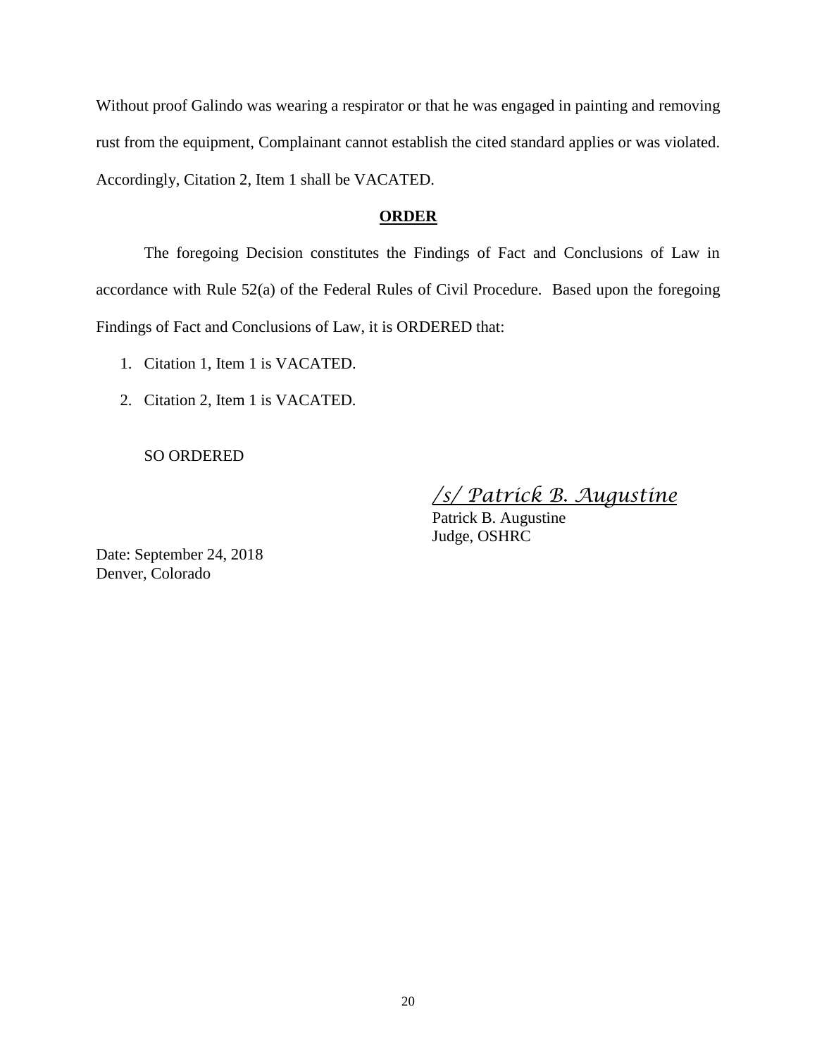Without proof Galindo was wearing a respirator or that he was engaged in painting and removing rust from the equipment, Complainant cannot establish the cited standard applies or was violated. Accordingly, Citation 2, Item 1 shall be VACATED.

**ORDER**

The foregoing Decision constitutes the Findings of Fact and Conclusions of Law in accordance with Rule 52(a) of the Federal Rules of Civil Procedure. Based upon the foregoing Findings of Fact and Conclusions of Law, it is ORDERED that:

1. Citation 1, Item 1 is VACATED.
2. Citation 2, Item 1 is VACATED.

SO ORDERED

*/s/ Patrick B. Augustine*
Patrick B. Augustine
Judge, OSHRC

Date: September 24, 2018
Denver, Colorado